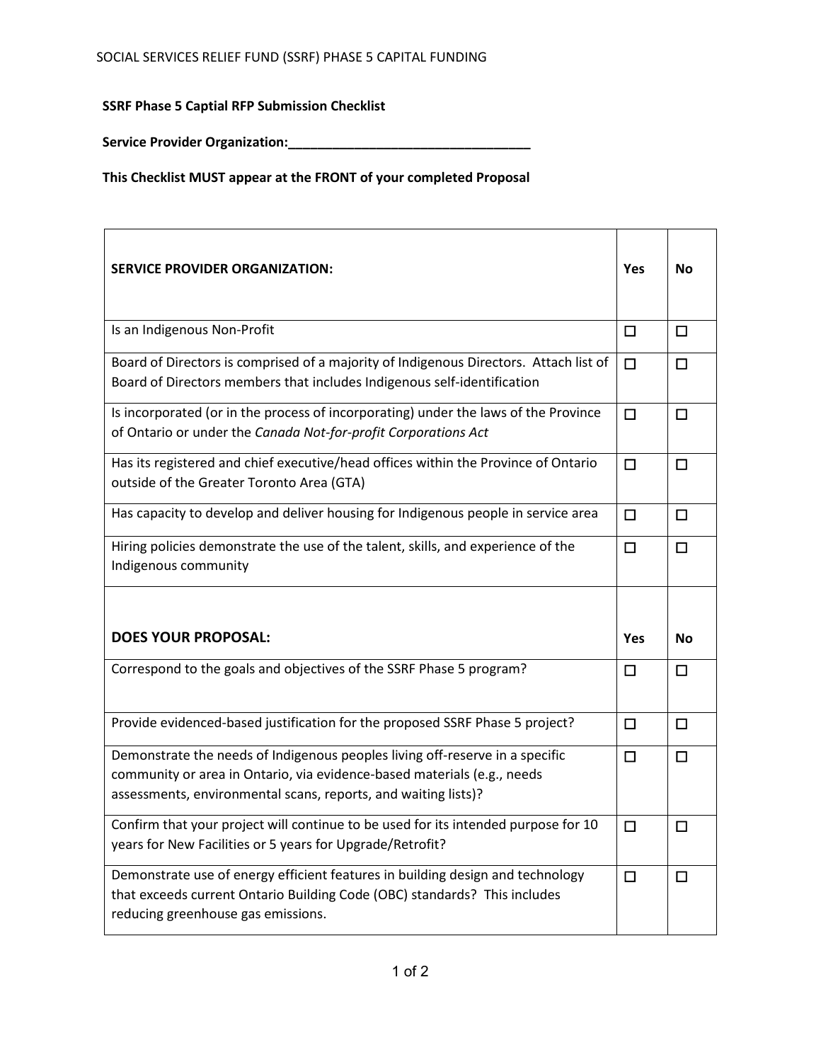SOCIAL SERVICES RELIEF FUND (SSRF) PHASE 5 CAPITAL FUNDING

**SSRF Phase 5 Captial RFP Submission Checklist**

**Service Provider Organization:**\_\_\_\_\_\_\_\_\_\_\_\_\_\_\_\_\_\_\_\_\_\_\_\_\_\_\_\_\_\_\_\_\_\_

**This Checklist MUST appear at the FRONT of your completed Proposal**

| **SERVICE PROVIDER ORGANIZATION:** | **Yes** | **No** |
|---|---|---|
| Is an Indigenous Non-Profit | ☐ | ☐ |
| Board of Directors is comprised of a majority of Indigenous Directors. Attach list of Board of Directors members that includes Indigenous self-identification | ☐ | ☐ |
| Is incorporated (or in the process of incorporating) under the laws of the Province of Ontario or under the *Canada Not-for-profit Corporations Act* | ☐ | ☐ |
| Has its registered and chief executive/head offices within the Province of Ontario outside of the Greater Toronto Area (GTA) | ☐ | ☐ |
| Has capacity to develop and deliver housing for Indigenous people in service area | ☐ | ☐ |
| Hiring policies demonstrate the use of the talent, skills, and experience of the Indigenous community | ☐ | ☐ |
| **DOES YOUR PROPOSAL:** | **Yes** | **No** |
| Correspond to the goals and objectives of the SSRF Phase 5 program? | ☐ | ☐ |
| Provide evidenced-based justification for the proposed SSRF Phase 5 project? | ☐ | ☐ |
| Demonstrate the needs of Indigenous peoples living off-reserve in a specific community or area in Ontario, via evidence-based materials (e.g., needs assessments, environmental scans, reports, and waiting lists)? | ☐ | ☐ |
| Confirm that your project will continue to be used for its intended purpose for 10 years for New Facilities or 5 years for Upgrade/Retrofit? | ☐ | ☐ |
| Demonstrate use of energy efficient features in building design and technology that exceeds current Ontario Building Code (OBC) standards? This includes reducing greenhouse gas emissions. | ☐ | ☐ |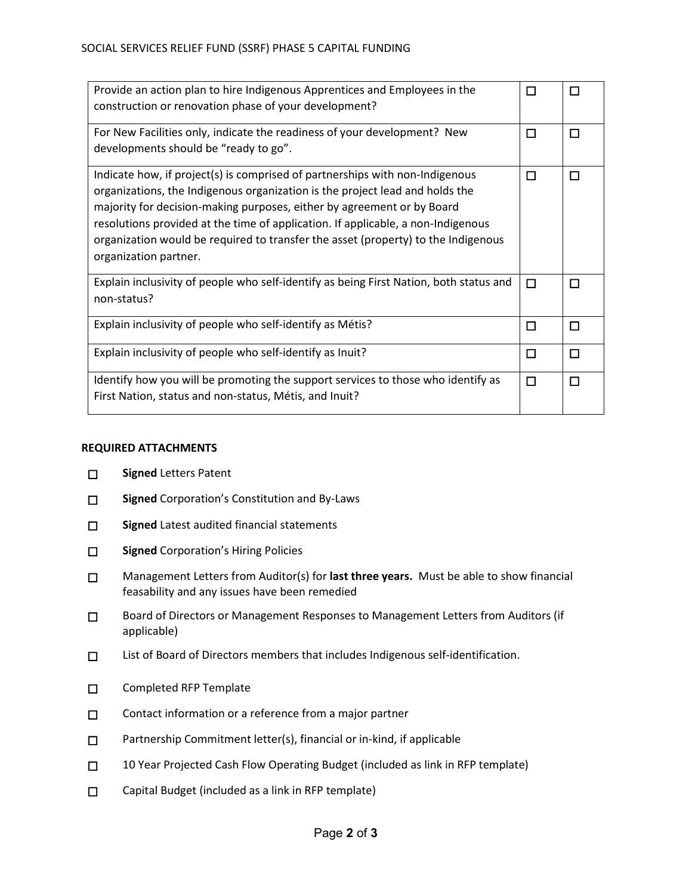| | | |
|---|---|---|
| Provide an action plan to hire Indigenous Apprentices and Employees in the construction or renovation phase of your development? | ☐ | ☐ |
| For New Facilities only, indicate the readiness of your development? New developments should be "ready to go". | ☐ | ☐ |
| Indicate how, if project(s) is comprised of partnerships with non-Indigenous organizations, the Indigenous organization is the project lead and holds the majority for decision-making purposes, either by agreement or by Board resolutions provided at the time of application. If applicable, a non-Indigenous organization would be required to transfer the asset (property) to the Indigenous organization partner. | ☐ | ☐ |
| Explain inclusivity of people who self-identify as being First Nation, both status and non-status? | ☐ | ☐ |
| Explain inclusivity of people who self-identify as Métis? | ☐ | ☐ |
| Explain inclusivity of people who self-identify as Inuit? | ☐ | ☐ |
| Identify how you will be promoting the support services to those who identify as First Nation, status and non-status, Métis, and Inuit? | ☐ | ☐ |

**REQUIRED ATTACHMENTS**

- ☐ **Signed** Letters Patent
- ☐ **Signed** Corporation's Constitution and By-Laws
- ☐ **Signed** Latest audited financial statements
- ☐ **Signed** Corporation's Hiring Policies
- ☐ Management Letters from Auditor(s) for **last three years.** Must be able to show financial feasability and any issues have been remedied
- ☐ Board of Directors or Management Responses to Management Letters from Auditors (if applicable)
- ☐ List of Board of Directors members that includes Indigenous self-identification.
- ☐ Completed RFP Template
- ☐ Contact information or a reference from a major partner
- ☐ Partnership Commitment letter(s), financial or in-kind, if applicable
- ☐ 10 Year Projected Cash Flow Operating Budget (included as link in RFP template)
- ☐ Capital Budget (included as a link in RFP template)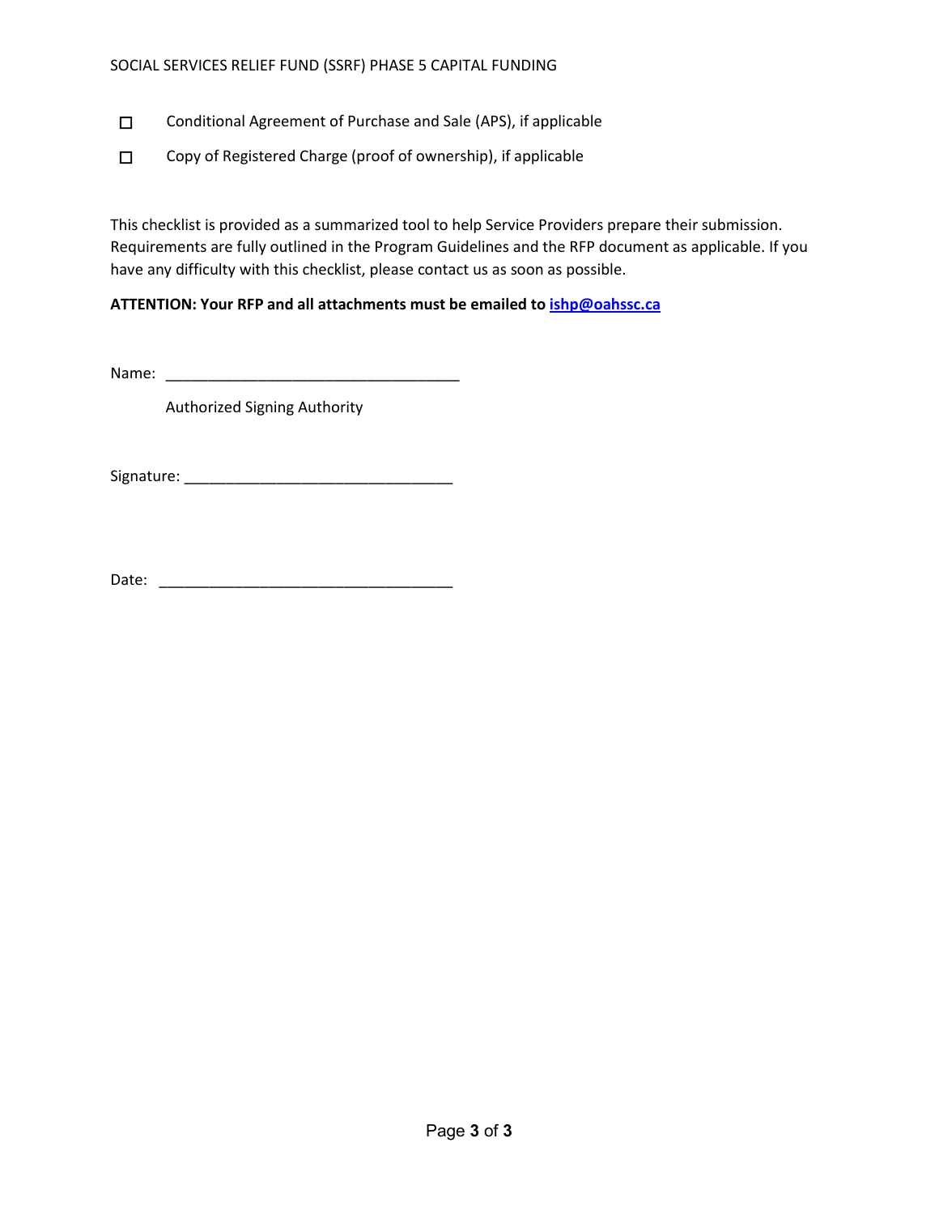- ☐ Conditional Agreement of Purchase and Sale (APS), if applicable
- ☐ Copy of Registered Charge (proof of ownership), if applicable

This checklist is provided as a summarized tool to help Service Providers prepare their submission. Requirements are fully outlined in the Program Guidelines and the RFP document as applicable. If you have any difficulty with this checklist, please contact us as soon as possible.

**ATTENTION: Your RFP and all attachments must be emailed to ishp@oahssc.ca**

Name: ___________________________________

Authorized Signing Authority

Signature: _______________________________

Date: ___________________________________